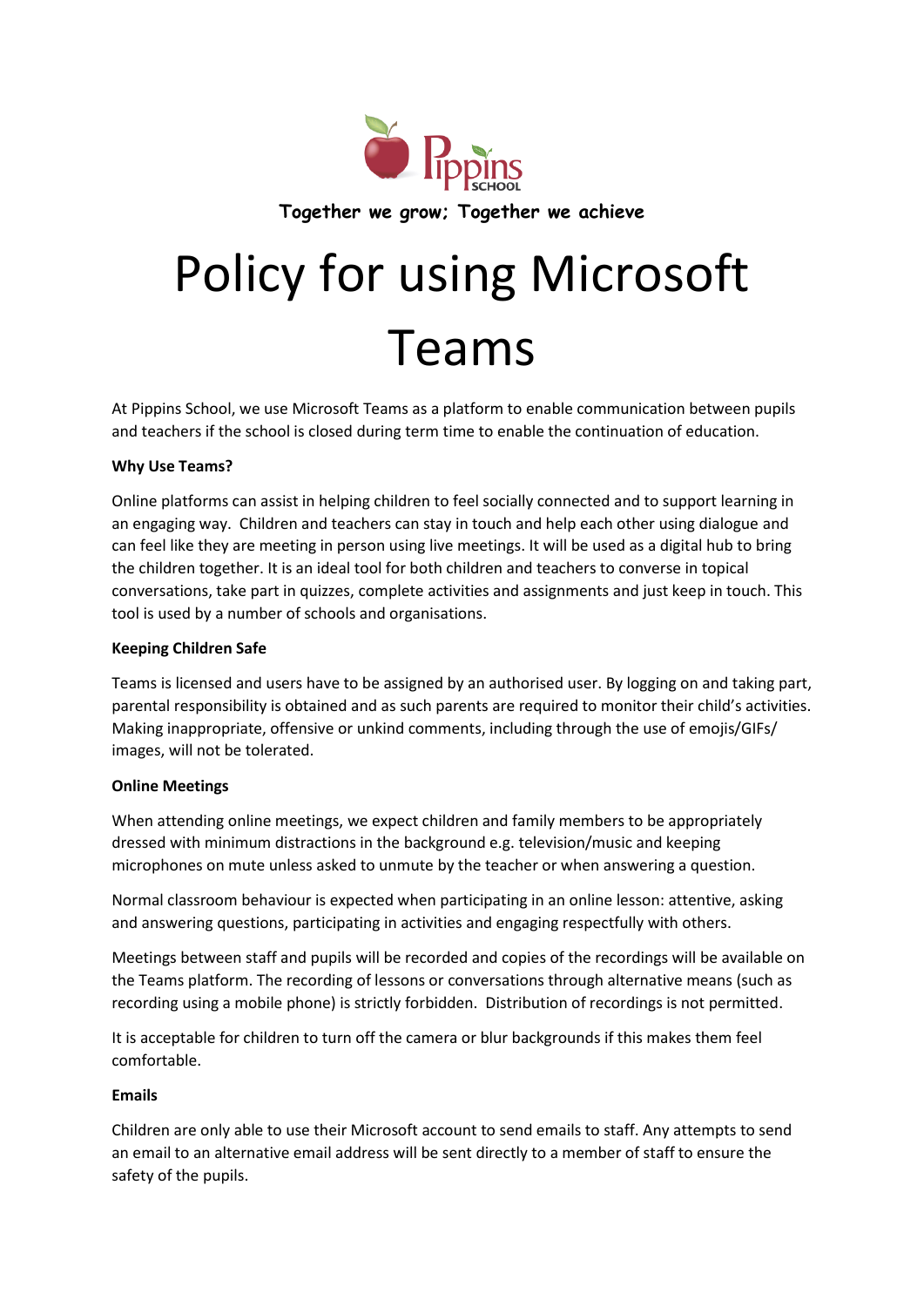Together we grow; Together we achieve

# Policy for using Microsoft Teams

At Pippins School, we use Microsoft Teams as a platform to enable communication between pupils and teachers if the school is closed during term time to enable the continuation of education.

**Why Use Teams?**

Online platforms can assist in helping children to feel socially connected and to support learning in an engaging way. Children and teachers can stay in touch and help each other using dialogue and can feel like they are meeting in person using live meetings. It will be used as a digital hub to bring the children together. It is an ideal tool for both children and teachers to converse in topical conversations, take part in quizzes, complete activities and assignments and just keep in touch. This tool is used by a number of schools and organisations.

**Keeping Children Safe**

Teams is licensed and users have to be assigned by an authorised user. By logging on and taking part, parental responsibility is obtained and as such parents are required to monitor their child's activities. Making inappropriate, offensive or unkind comments, including through the use of emojis/GIFs/ images, will not be tolerated.

**Online Meetings**

When attending online meetings, we expect children and family members to be appropriately dressed with minimum distractions in the background e.g. television/music and keeping microphones on mute unless asked to unmute by the teacher or when answering a question.

Normal classroom behaviour is expected when participating in an online lesson: attentive, asking and answering questions, participating in activities and engaging respectfully with others.

Meetings between staff and pupils will be recorded and copies of the recordings will be available on the Teams platform. The recording of lessons or conversations through alternative means (such as recording using a mobile phone) is strictly forbidden. Distribution of recordings is not permitted.

It is acceptable for children to turn off the camera or blur backgrounds if this makes them feel comfortable.

**Emails**

Children are only able to use their Microsoft account to send emails to staff. Any attempts to send an email to an alternative email address will be sent directly to a member of staff to ensure the safety of the pupils.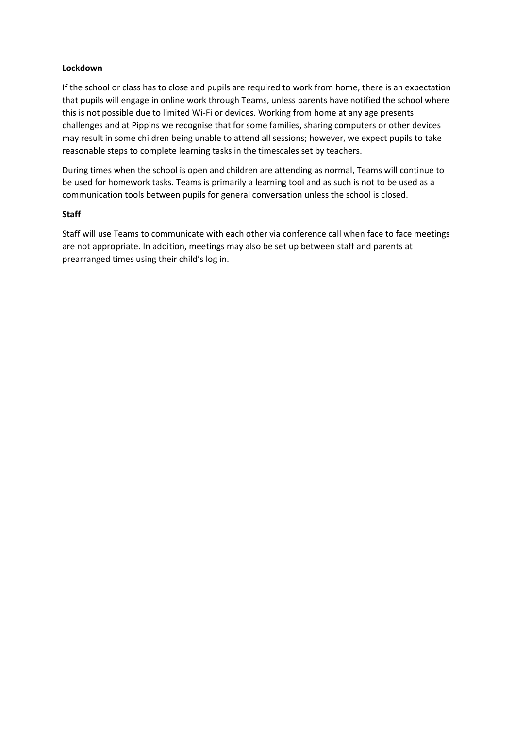**Lockdown**

If the school or class has to close and pupils are required to work from home, there is an expectation that pupils will engage in online work through Teams, unless parents have notified the school where this is not possible due to limited Wi-Fi or devices. Working from home at any age presents challenges and at Pippins we recognise that for some families, sharing computers or other devices may result in some children being unable to attend all sessions; however, we expect pupils to take reasonable steps to complete learning tasks in the timescales set by teachers.

During times when the school is open and children are attending as normal, Teams will continue to be used for homework tasks. Teams is primarily a learning tool and as such is not to be used as a communication tools between pupils for general conversation unless the school is closed.

**Staff**

Staff will use Teams to communicate with each other via conference call when face to face meetings are not appropriate. In addition, meetings may also be set up between staff and parents at prearranged times using their child's log in.